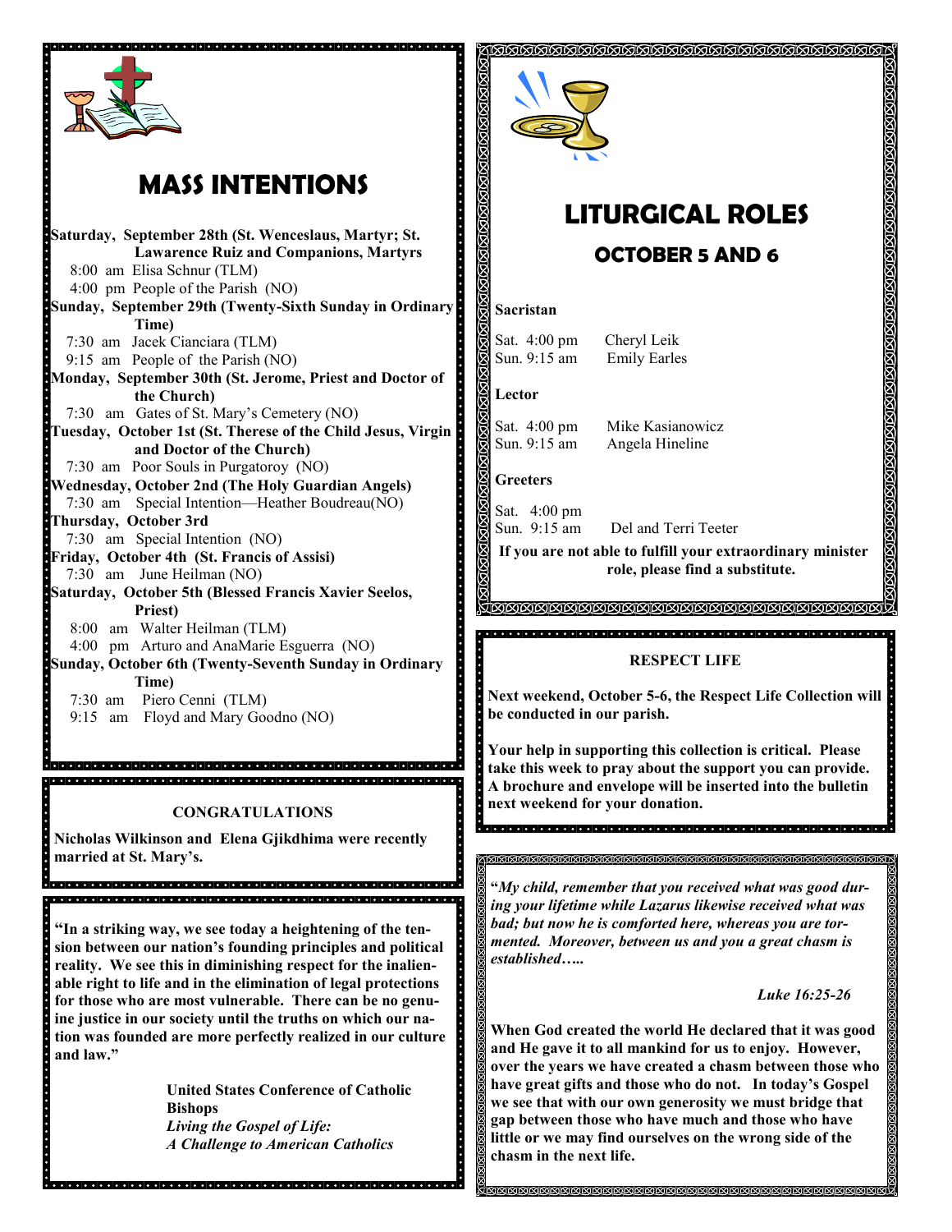# MASS INTENTIONS

**Saturday, September 28th (St. Wenceslaus, Martyr; St. Lawarence Ruiz and Companions, Martyrs**
8:00 am Elisa Schnur (TLM)
4:00 pm People of the Parish (NO)

**Sunday, September 29th (Twenty-Sixth Sunday in Ordinary Time)**
7:30 am Jacek Cianciara (TLM)
9:15 am People of the Parish (NO)

**Monday, September 30th (St. Jerome, Priest and Doctor of the Church)**
7:30 am Gates of St. Mary's Cemetery (NO)

**Tuesday, October 1st (St. Therese of the Child Jesus, Virgin and Doctor of the Church)**
7:30 am Poor Souls in Purgatoroy (NO)

**Wednesday, October 2nd (The Holy Guardian Angels)**
7:30 am Special Intention—Heather Boudreau(NO)

**Thursday, October 3rd**
7:30 am Special Intention (NO)

**Friday, October 4th (St. Francis of Assisi)**
7:30 am June Heilman (NO)

**Saturday, October 5th (Blessed Francis Xavier Seelos, Priest)**
8:00 am Walter Heilman (TLM)
4:00 pm Arturo and AnaMarie Esguerra (NO)

**Sunday, October 6th (Twenty-Seventh Sunday in Ordinary Time)**
7:30 am Piero Cenni (TLM)
9:15 am Floyd and Mary Goodno (NO)

### CONGRATULATIONS

**Nicholas Wilkinson and Elena Gjikdhima were recently married at St. Mary's.**

**"In a striking way, we see today a heightening of the tension between our nation's founding principles and political reality. We see this in diminishing respect for the inalienable right to life and in the elimination of legal protections for those who are most vulnerable. There can be no genuine justice in our society until the truths on which our nation was founded are more perfectly realized in our culture and law."**

**United States Conference of Catholic Bishops**
***Living the Gospel of Life:***
***A Challenge to American Catholics***

# LITURGICAL ROLES

## OCTOBER 5 AND 6

**Sacristan**

Sat. 4:00 pm Cheryl Leik
Sun. 9:15 am Emily Earles

**Lector**

Sat. 4:00 pm Mike Kasianowicz
Sun. 9:15 am Angela Hineline

**Greeters**

Sat. 4:00 pm
Sun. 9:15 am Del and Terri Teeter

**If you are not able to fulfill your extraordinary minister role, please find a substitute.**

### RESPECT LIFE

**Next weekend, October 5-6, the Respect Life Collection will be conducted in our parish.**

**Your help in supporting this collection is critical. Please take this week to pray about the support you can provide. A brochure and envelope will be inserted into the bulletin next weekend for your donation.**

**"*My child, remember that you received what was good during your lifetime while Lazarus likewise received what was bad; but now he is comforted here, whereas you are tormented. Moreover, between us and you a great chasm is established…..***

***Luke 16:25-26***

**When God created the world He declared that it was good and He gave it to all mankind for us to enjoy. However, over the years we have created a chasm between those who have great gifts and those who do not. In today's Gospel we see that with our own generosity we must bridge that gap between those who have much and those who have little or we may find ourselves on the wrong side of the chasm in the next life.**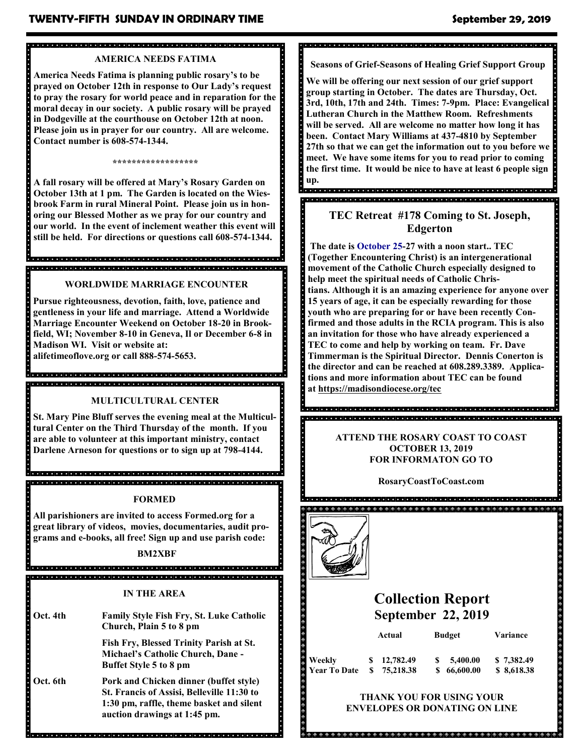## AMERICA NEEDS FATIMA

**America Needs Fatima is planning public rosary's to be prayed on October 12th in response to Our Lady's request to pray the rosary for world peace and in reparation for the moral decay in our society. A public rosary will be prayed in Dodgeville at the courthouse on October 12th at noon. Please join us in prayer for our country. All are welcome. Contact number is 608-574-1344.**

******************

**A fall rosary will be offered at Mary's Rosary Garden on October 13th at 1 pm. The Garden is located on the Wiesbrook Farm in rural Mineral Point. Please join us in honoring our Blessed Mother as we pray for our country and our world. In the event of inclement weather this event will still be held. For directions or questions call 608-574-1344.**

## WORLDWIDE MARRIAGE ENCOUNTER

**Pursue righteousness, devotion, faith, love, patience and gentleness in your life and marriage. Attend a Worldwide Marriage Encounter Weekend on October 18-20 in Brookfield, WI; November 8-10 in Geneva, Il or December 6-8 in Madison WI. Visit or website at: alifetimeoflove.org or call 888-574-5653.**

## MULTICULTURAL CENTER

**St. Mary Pine Bluff serves the evening meal at the Multicultural Center on the Third Thursday of the month. If you are able to volunteer at this important ministry, contact Darlene Arneson for questions or to sign up at 798-4144.**

## FORMED

**All parishioners are invited to access Formed.org for a great library of videos, movies, documentaries, audit programs and e-books, all free! Sign up and use parish code:**

**BM2XBF**

## IN THE AREA

| | |
|---|---|
| **Oct. 4th** | **Family Style Fish Fry, St. Luke Catholic Church, Plain 5 to 8 pm** |
| | **Fish Fry, Blessed Trinity Parish at St. Michael's Catholic Church, Dane - Buffet Style 5 to 8 pm** |
| **Oct. 6th** | **Pork and Chicken dinner (buffet style) St. Francis of Assisi, Belleville 11:30 to 1:30 pm, raffle, theme basket and silent auction drawings at 1:45 pm.** |

## Seasons of Grief-Seasons of Healing Grief Support Group

**We will be offering our next session of our grief support group starting in October. The dates are Thursday, Oct. 3rd, 10th, 17th and 24th. Times: 7-9pm. Place: Evangelical Lutheran Church in the Matthew Room. Refreshments will be served. All are welcome no matter how long it has been. Contact Mary Williams at 437-4810 by September 27th so that we can get the information out to you before we meet. We have some items for you to read prior to coming the first time. It would be nice to have at least 6 people sign up.**

## TEC Retreat #178 Coming to St. Joseph, Edgerton

**The date is October 25-27 with a noon start.. TEC (Together Encountering Christ) is an intergenerational movement of the Catholic Church especially designed to help meet the spiritual needs of Catholic Christians. Although it is an amazing experience for anyone over 15 years of age, it can be especially rewarding for those youth who are preparing for or have been recently Confirmed and those adults in the RCIA program. This is also an invitation for those who have already experienced a TEC to come and help by working on team. Fr. Dave Timmerman is the Spiritual Director. Dennis Conerton is the director and can be reached at 608.289.3389. Applications and more information about TEC can be found at https://madisondiocese.org/tec**

## ATTEND THE ROSARY COAST TO COAST OCTOBER 13, 2019 FOR INFORMATON GO TO

**RosaryCoastToCoast.com**

## Collection Report
### September 22, 2019

| | Actual | Budget | Variance |
|---|---|---|---|
| Weekly | $ 12,782.49 | $ 5,400.00 | $ 7,382.49 |
| Year To Date | $ 75,218.38 | $ 66,600.00 | $ 8,618.38 |

**THANK YOU FOR USING YOUR ENVELOPES OR DONATING ON LINE**